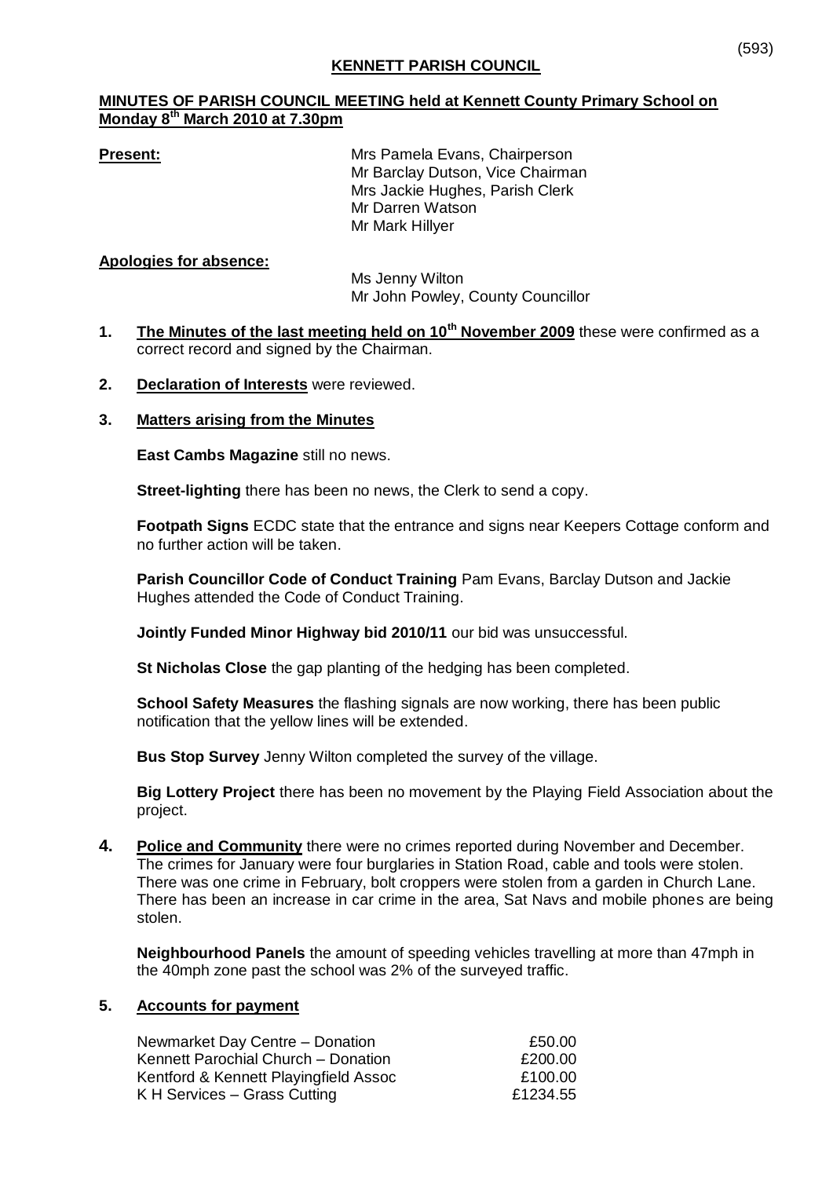# KENNETT PARISH COUNCIL

**MINUTES OF PARISH COUNCIL MEETING held at Kennett County Primary School on Monday 8th March 2010 at 7.30pm**

**Present:**

Mrs Pamela Evans, Chairperson
Mr Barclay Dutson, Vice Chairman
Mrs Jackie Hughes, Parish Clerk
Mr Darren Watson
Mr Mark Hillyer

**Apologies for absence:**

Ms Jenny Wilton
Mr John Powley, County Councillor

1. **The Minutes of the last meeting held on 10th November 2009** these were confirmed as a correct record and signed by the Chairman.

2. **Declaration of Interests** were reviewed.

3. **Matters arising from the Minutes**

   **East Cambs Magazine** still no news.

   **Street-lighting** there has been no news, the Clerk to send a copy.

   **Footpath Signs** ECDC state that the entrance and signs near Keepers Cottage conform and no further action will be taken.

   **Parish Councillor Code of Conduct Training** Pam Evans, Barclay Dutson and Jackie Hughes attended the Code of Conduct Training.

   **Jointly Funded Minor Highway bid 2010/11** our bid was unsuccessful.

   **St Nicholas Close** the gap planting of the hedging has been completed.

   **School Safety Measures** the flashing signals are now working, there has been public notification that the yellow lines will be extended.

   **Bus Stop Survey** Jenny Wilton completed the survey of the village.

   **Big Lottery Project** there has been no movement by the Playing Field Association about the project.

4. **Police and Community** there were no crimes reported during November and December. The crimes for January were four burglaries in Station Road, cable and tools were stolen. There was one crime in February, bolt croppers were stolen from a garden in Church Lane. There has been an increase in car crime in the area, Sat Navs and mobile phones are being stolen.

   **Neighbourhood Panels** the amount of speeding vehicles travelling at more than 47mph in the 40mph zone past the school was 2% of the surveyed traffic.

5. **Accounts for payment**

| | |
|---|---|
| Newmarket Day Centre – Donation | £50.00 |
| Kennett Parochial Church – Donation | £200.00 |
| Kentford & Kennett Playingfield Assoc | £100.00 |
| K H Services – Grass Cutting | £1234.55 |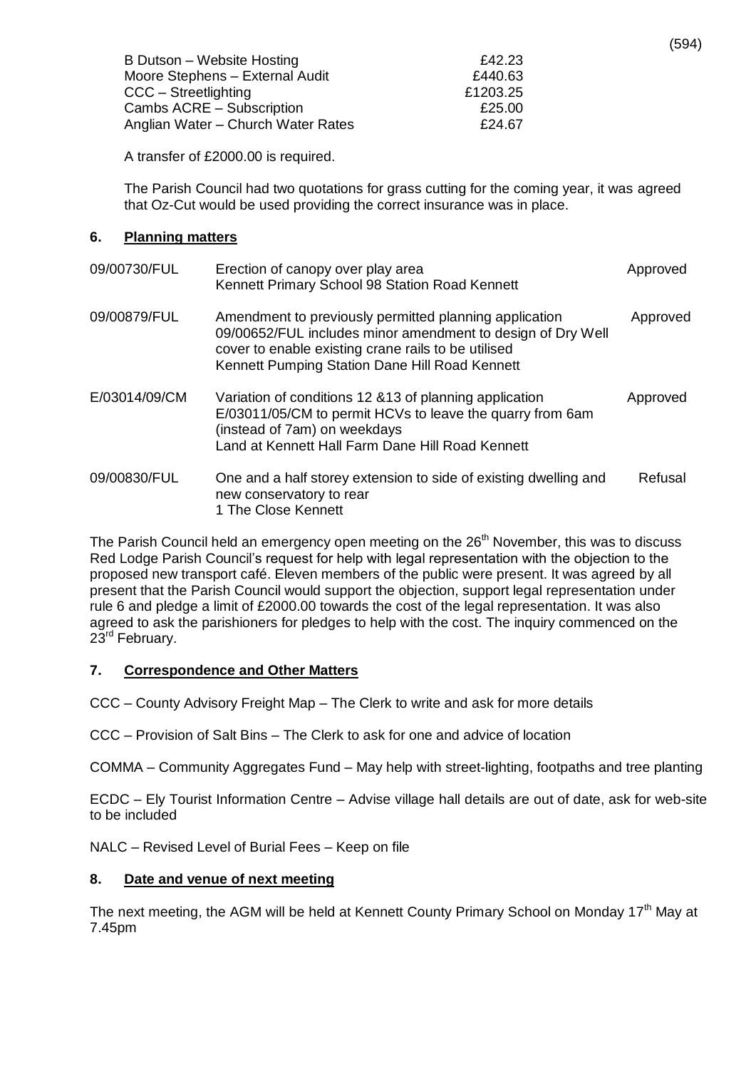| | |
|---|---|
| B Dutson – Website Hosting | £42.23 |
| Moore Stephens – External Audit | £440.63 |
| CCC – Streetlighting | £1203.25 |
| Cambs ACRE – Subscription | £25.00 |
| Anglian Water – Church Water Rates | £24.67 |

A transfer of £2000.00 is required.

The Parish Council had two quotations for grass cutting for the coming year, it was agreed that Oz-Cut would be used providing the correct insurance was in place.

## 6. Planning matters

| | | |
|---|---|---|
| 09/00730/FUL | Erection of canopy over play area<br>Kennett Primary School 98 Station Road Kennett | Approved |
| 09/00879/FUL | Amendment to previously permitted planning application 09/00652/FUL includes minor amendment to design of Dry Well cover to enable existing crane rails to be utilised<br>Kennett Pumping Station Dane Hill Road Kennett | Approved |
| E/03014/09/CM | Variation of conditions 12 &13 of planning application E/03011/05/CM to permit HCVs to leave the quarry from 6am (instead of 7am) on weekdays<br>Land at Kennett Hall Farm Dane Hill Road Kennett | Approved |
| 09/00830/FUL | One and a half storey extension to side of existing dwelling and new conservatory to rear<br>1 The Close Kennett | Refusal |

The Parish Council held an emergency open meeting on the 26th November, this was to discuss Red Lodge Parish Council's request for help with legal representation with the objection to the proposed new transport café. Eleven members of the public were present. It was agreed by all present that the Parish Council would support the objection, support legal representation under rule 6 and pledge a limit of £2000.00 towards the cost of the legal representation. It was also agreed to ask the parishioners for pledges to help with the cost. The inquiry commenced on the 23rd February.

## 7. Correspondence and Other Matters

CCC – County Advisory Freight Map – The Clerk to write and ask for more details

CCC – Provision of Salt Bins – The Clerk to ask for one and advice of location

COMMA – Community Aggregates Fund – May help with street-lighting, footpaths and tree planting

ECDC – Ely Tourist Information Centre – Advise village hall details are out of date, ask for web-site to be included

NALC – Revised Level of Burial Fees – Keep on file

## 8. Date and venue of next meeting

The next meeting, the AGM will be held at Kennett County Primary School on Monday 17th May at 7.45pm